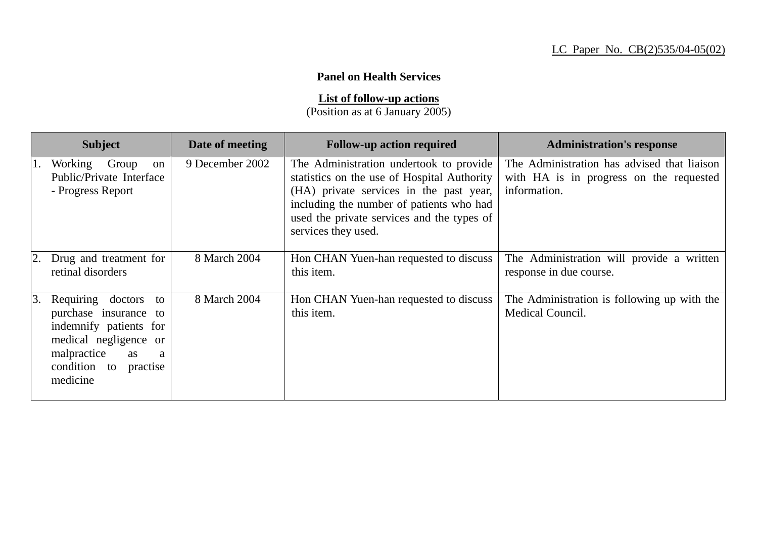LC Paper No. CB(2)535/04-05(02)

**Panel on Health Services**

**List of follow-up actions**
(Position as at 6 January 2005)

| Subject | Date of meeting | Follow-up action required | Administration's response |
| --- | --- | --- | --- |
| 1. Working Group on Public/Private Interface - Progress Report | 9 December 2002 | The Administration undertook to provide statistics on the use of Hospital Authority (HA) private services in the past year, including the number of patients who had used the private services and the types of services they used. | The Administration has advised that liaison with HA is in progress on the requested information. |
| 2. Drug and treatment for retinal disorders | 8 March 2004 | Hon CHAN Yuen-han requested to discuss this item. | The Administration will provide a written response in due course. |
| 3. Requiring doctors to purchase insurance to indemnify patients for medical negligence or malpractice as a condition to practise medicine | 8 March 2004 | Hon CHAN Yuen-han requested to discuss this item. | The Administration is following up with the Medical Council. |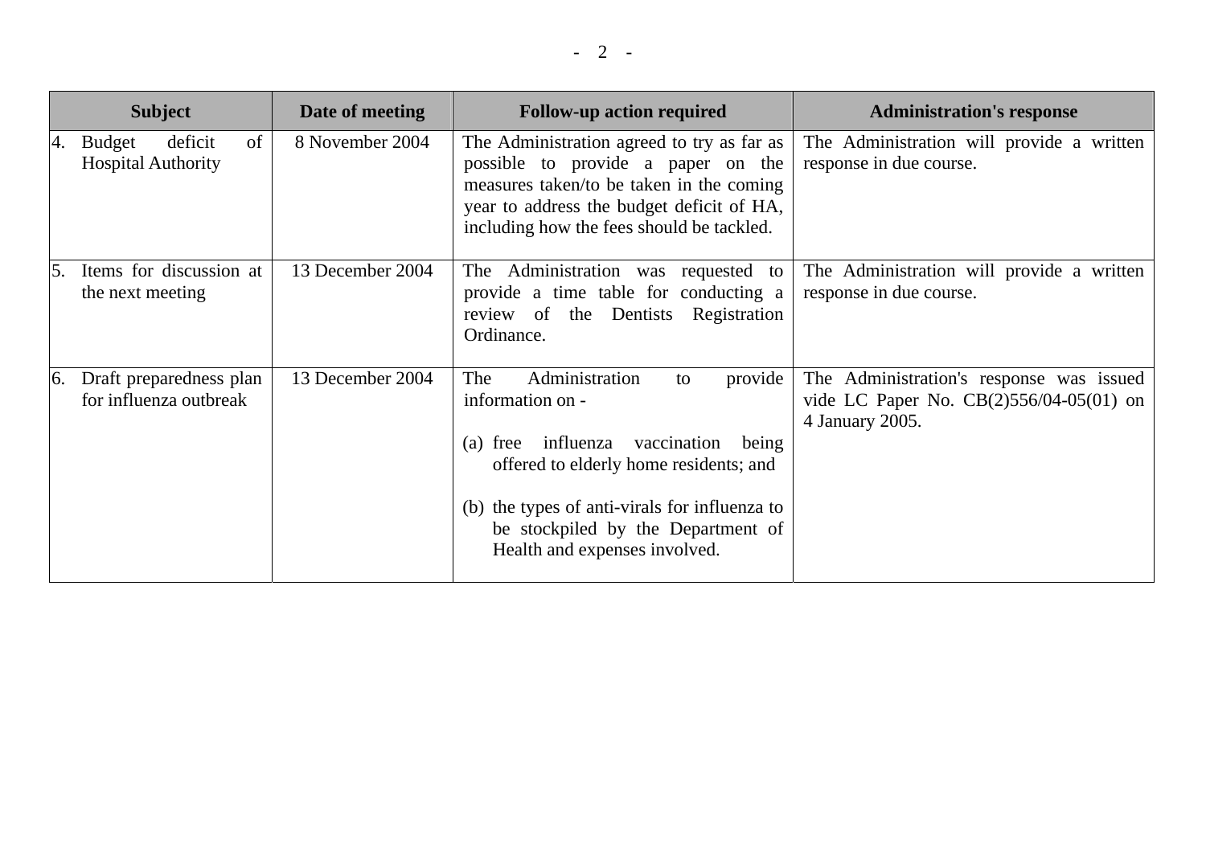| Subject | Date of meeting | Follow-up action required | Administration's response |
|---|---|---|---|
| 4. Budget deficit of Hospital Authority | 8 November 2004 | The Administration agreed to try as far as possible to provide a paper on the measures taken/to be taken in the coming year to address the budget deficit of HA, including how the fees should be tackled. | The Administration will provide a written response in due course. |
| 5. Items for discussion at the next meeting | 13 December 2004 | The Administration was requested to provide a time table for conducting a review of the Dentists Registration Ordinance. | The Administration will provide a written response in due course. |
| 6. Draft preparedness plan for influenza outbreak | 13 December 2004 | The Administration to provide information on - <br><br>(a) free influenza vaccination being offered to elderly home residents; and <br><br>(b) the types of anti-virals for influenza to be stockpiled by the Department of Health and expenses involved. | The Administration's response was issued vide LC Paper No. CB(2)556/04-05(01) on 4 January 2005. |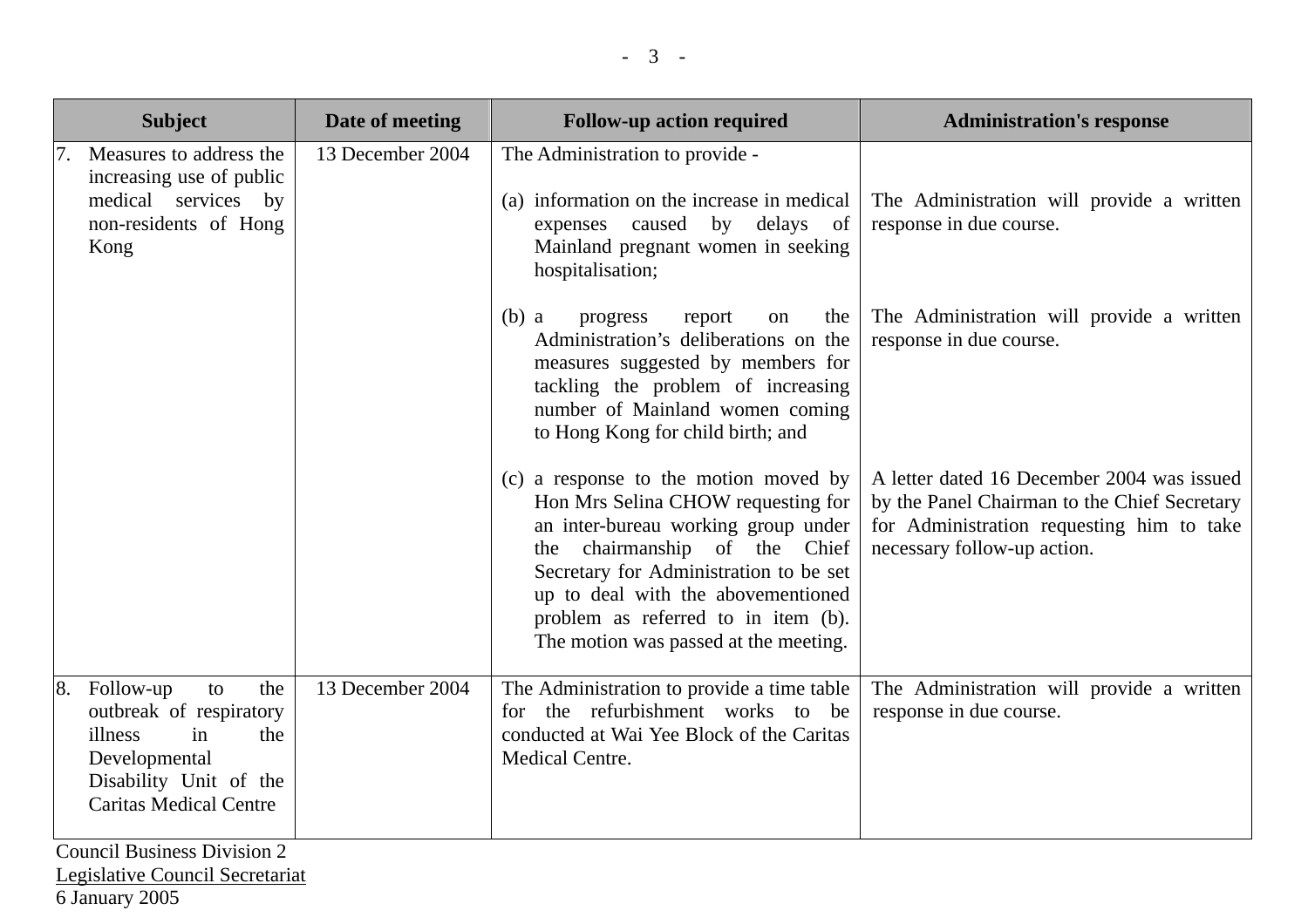| Subject | Date of meeting | Follow-up action required | Administration's response |
|---|---|---|---|
| 7. Measures to address the increasing use of public medical services by non-residents of Hong Kong | 13 December 2004 | The Administration to provide - | |
| | | (a) information on the increase in medical expenses caused by delays of Mainland pregnant women in seeking hospitalisation; | The Administration will provide a written response in due course. |
| | | (b) a progress report on the Administration's deliberations on the measures suggested by members for tackling the problem of increasing number of Mainland women coming to Hong Kong for child birth; and | The Administration will provide a written response in due course. |
| | | (c) a response to the motion moved by Hon Mrs Selina CHOW requesting for an inter-bureau working group under the chairmanship of the Chief Secretary for Administration to be set up to deal with the abovementioned problem as referred to in item (b). The motion was passed at the meeting. | A letter dated 16 December 2004 was issued by the Panel Chairman to the Chief Secretary for Administration requesting him to take necessary follow-up action. |
| 8. Follow-up to the outbreak of respiratory illness in the Developmental Disability Unit of the Caritas Medical Centre | 13 December 2004 | The Administration to provide a time table for the refurbishment works to be conducted at Wai Yee Block of the Caritas Medical Centre. | The Administration will provide a written response in due course. |

Council Business Division 2
Legislative Council Secretariat
6 January 2005